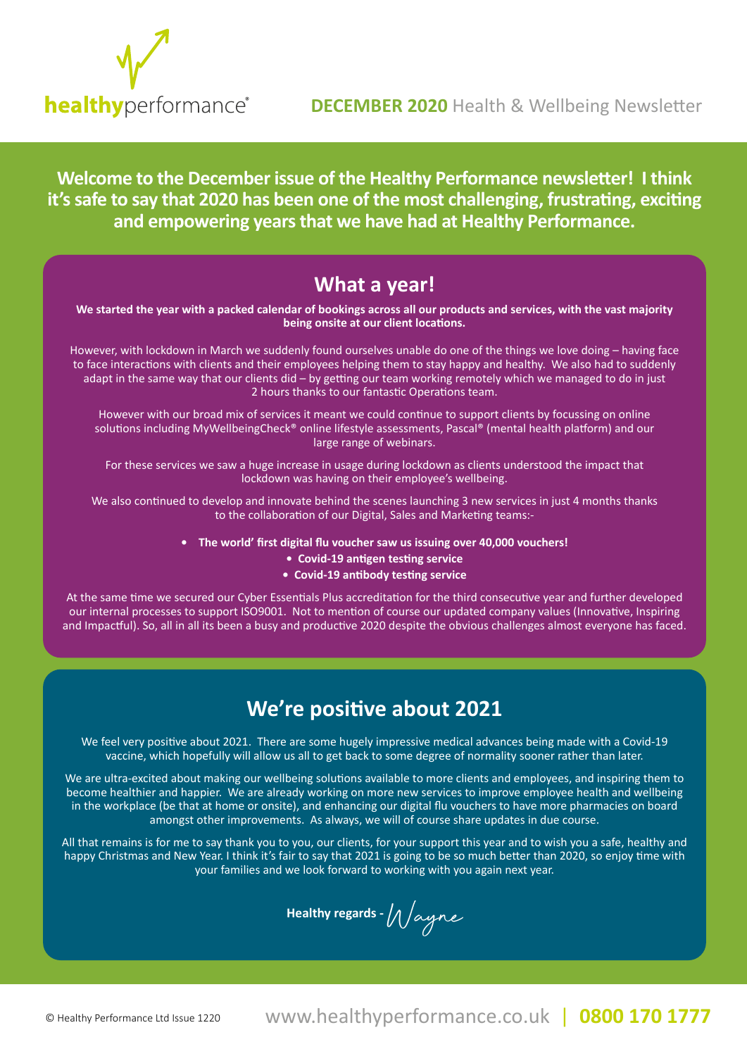healthyperformance®

**DECEMBER 2020** Health & Wellbeing Newsletter

**Welcome to the December issue of the Healthy Performance newsletter! I think it's safe to say that 2020 has been one of the most challenging, frustrating, exciting and empowering years that we have had at Healthy Performance.**

## What a year!

**We started the year with a packed calendar of bookings across all our products and services, with the vast majority being onsite at our client locations.**

However, with lockdown in March we suddenly found ourselves unable do one of the things we love doing – having face to face interactions with clients and their employees helping them to stay happy and healthy. We also had to suddenly adapt in the same way that our clients did – by getting our team working remotely which we managed to do in just 2 hours thanks to our fantastic Operations team.

However with our broad mix of services it meant we could continue to support clients by focussing on online solutions including MyWellbeingCheck® online lifestyle assessments, Pascal® (mental health platform) and our large range of webinars.

For these services we saw a huge increase in usage during lockdown as clients understood the impact that lockdown was having on their employee's wellbeing.

We also continued to develop and innovate behind the scenes launching 3 new services in just 4 months thanks to the collaboration of our Digital, Sales and Marketing teams:-

- **The world' first digital flu voucher saw us issuing over 40,000 vouchers!**
- **Covid-19 antigen testing service**
- **Covid-19 antibody testing service**

At the same time we secured our Cyber Essentials Plus accreditation for the third consecutive year and further developed our internal processes to support ISO9001. Not to mention of course our updated company values (Innovative, Inspiring and Impactful). So, all in all its been a busy and productive 2020 despite the obvious challenges almost everyone has faced.

## We're positive about 2021

We feel very positive about 2021. There are some hugely impressive medical advances being made with a Covid-19 vaccine, which hopefully will allow us all to get back to some degree of normality sooner rather than later.

We are ultra-excited about making our wellbeing solutions available to more clients and employees, and inspiring them to become healthier and happier. We are already working on more new services to improve employee health and wellbeing in the workplace (be that at home or onsite), and enhancing our digital flu vouchers to have more pharmacies on board amongst other improvements. As always, we will of course share updates in due course.

All that remains is for me to say thank you to you, our clients, for your support this year and to wish you a safe, healthy and happy Christmas and New Year. I think it's fair to say that 2021 is going to be so much better than 2020, so enjoy time with your families and we look forward to working with you again next year.

**Healthy regards -** *Wayne*

© Healthy Performance Ltd Issue 1220 www.healthyperformance.co.uk | **0800 170 1777**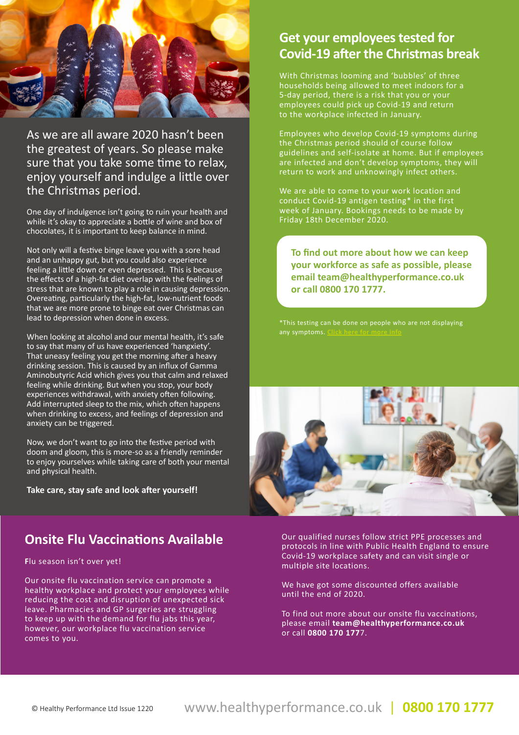As we are all aware 2020 hasn't been the greatest of years. So please make sure that you take some time to relax, enjoy yourself and indulge a little over the Christmas period.

One day of indulgence isn't going to ruin your health and while it's okay to appreciate a bottle of wine and box of chocolates, it is important to keep balance in mind.

Not only will a festive binge leave you with a sore head and an unhappy gut, but you could also experience feeling a little down or even depressed. This is because the effects of a high-fat diet overlap with the feelings of stress that are known to play a role in causing depression. Overeating, particularly the high-fat, low-nutrient foods that we are more prone to binge eat over Christmas can lead to depression when done in excess.

When looking at alcohol and our mental health, it's safe to say that many of us have experienced 'hangxiety'. That uneasy feeling you get the morning after a heavy drinking session. This is caused by an influx of Gamma Aminobutyric Acid which gives you that calm and relaxed feeling while drinking. But when you stop, your body experiences withdrawal, with anxiety often following. Add interrupted sleep to the mix, which often happens when drinking to excess, and feelings of depression and anxiety can be triggered.

Now, we don't want to go into the festive period with doom and gloom, this is more-so as a friendly reminder to enjoy yourselves while taking care of both your mental and physical health.

**Take care, stay safe and look after yourself!**

## Get your employees tested for Covid-19 after the Christmas break

With Christmas looming and 'bubbles' of three households being allowed to meet indoors for a 5-day period, there is a risk that you or your employees could pick up Covid-19 and return to the workplace infected in January.

Employees who develop Covid-19 symptoms during the Christmas period should of course follow guidelines and self-isolate at home. But if employees are infected and don't develop symptoms, they will return to work and unknowingly infect others.

We are able to come to your work location and conduct Covid-19 antigen testing* in the first week of January. Bookings needs to be made by Friday 18th December 2020.

**To find out more about how we can keep your workforce as safe as possible, please email team@healthyperformance.co.uk or call 0800 170 1777.**

*This testing can be done on people who are not displaying any symptoms. Click here for more info

## Onsite Flu Vaccinations Available

Flu season isn't over yet!

Our onsite flu vaccination service can promote a healthy workplace and protect your employees while reducing the cost and disruption of unexpected sick leave. Pharmacies and GP surgeries are struggling to keep up with the demand for flu jabs this year, however, our workplace flu vaccination service comes to you.

Our qualified nurses follow strict PPE processes and protocols in line with Public Health England to ensure Covid-19 workplace safety and can visit single or multiple site locations.

We have got some discounted offers available until the end of 2020.

To find out more about our onsite flu vaccinations, please email **team@healthyperformance.co.uk** or call **0800 170 1777**.

© Healthy Performance Ltd Issue 1220

www.healthyperformance.co.uk | **0800 170 1777**